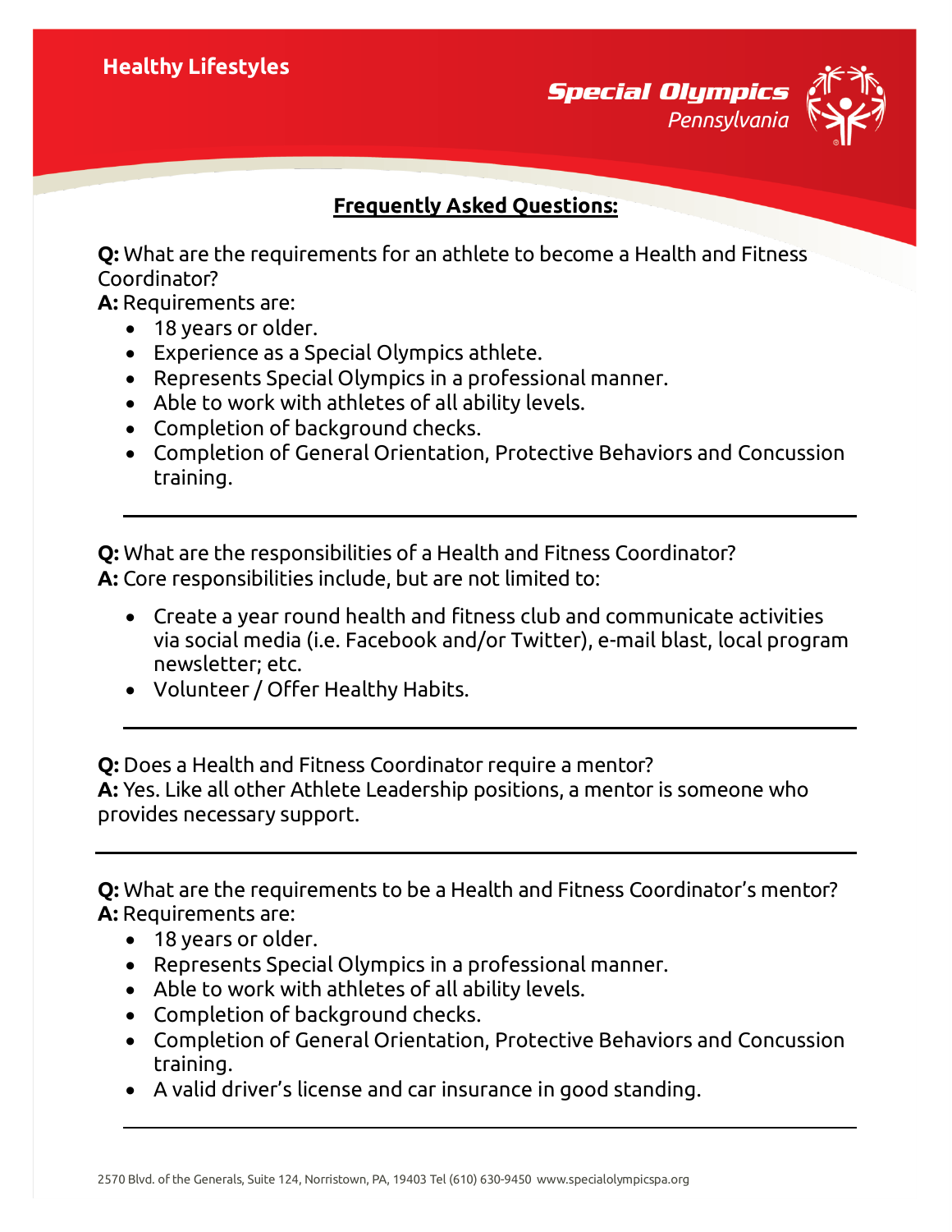Healthy Lifestyles

Special Olympics Pennsylvania

## Frequently Asked Questions:

**Q:** What are the requirements for an athlete to become a Health and Fitness Coordinator?
**A:** Requirements are:

- 18 years or older.
- Experience as a Special Olympics athlete.
- Represents Special Olympics in a professional manner.
- Able to work with athletes of all ability levels.
- Completion of background checks.
- Completion of General Orientation, Protective Behaviors and Concussion training.

---

**Q:** What are the responsibilities of a Health and Fitness Coordinator?
**A:** Core responsibilities include, but are not limited to:

- Create a year round health and fitness club and communicate activities via social media (i.e. Facebook and/or Twitter), e-mail blast, local program newsletter; etc.
- Volunteer / Offer Healthy Habits.

---

**Q:** Does a Health and Fitness Coordinator require a mentor?
**A:** Yes. Like all other Athlete Leadership positions, a mentor is someone who provides necessary support.

---

**Q:** What are the requirements to be a Health and Fitness Coordinator's mentor?
**A:** Requirements are:

- 18 years or older.
- Represents Special Olympics in a professional manner.
- Able to work with athletes of all ability levels.
- Completion of background checks.
- Completion of General Orientation, Protective Behaviors and Concussion training.
- A valid driver's license and car insurance in good standing.

---

2570 Blvd. of the Generals, Suite 124, Norristown, PA, 19403 Tel (610) 630-9450 www.specialolympicspa.org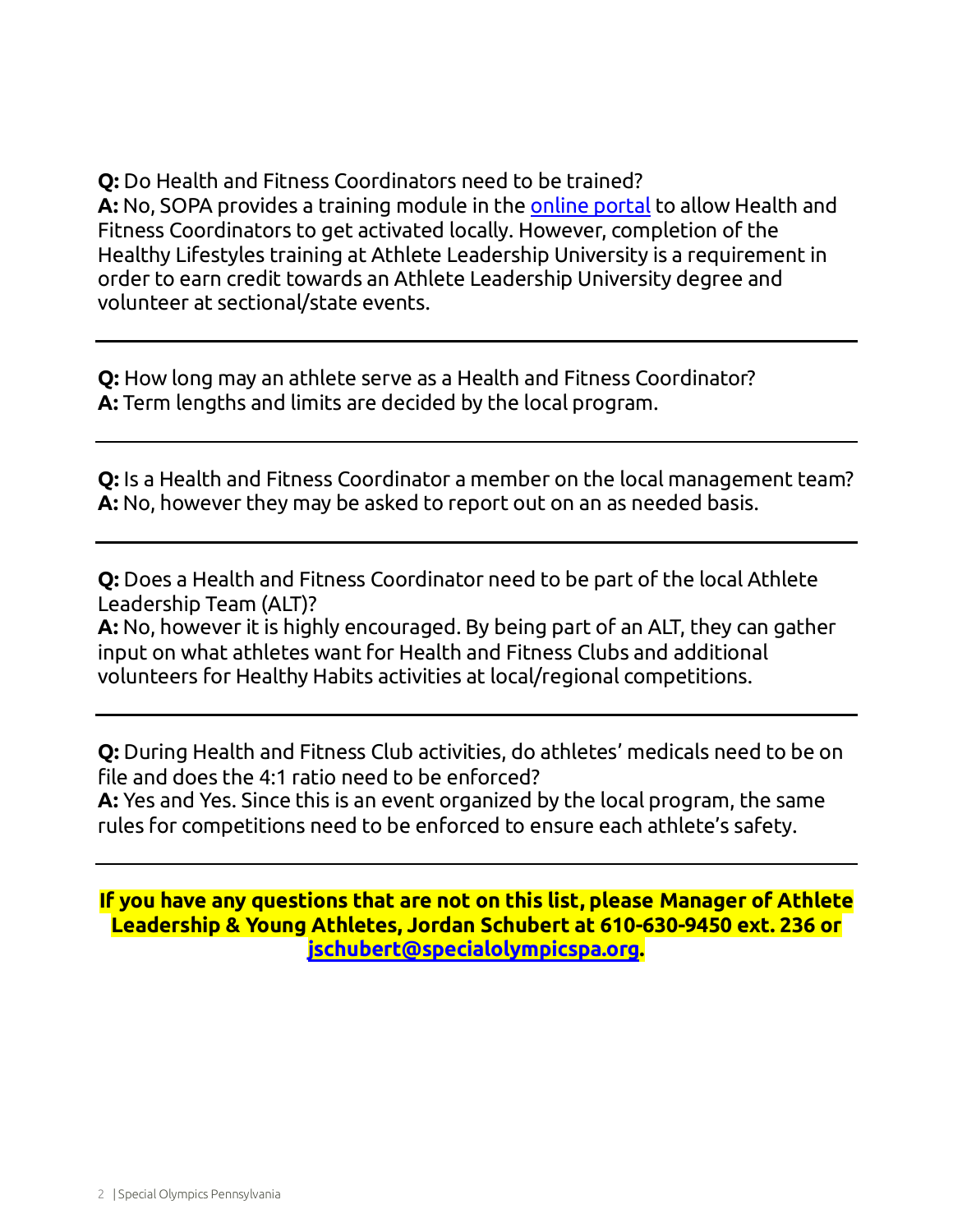**Q:** Do Health and Fitness Coordinators need to be trained?
**A:** No, SOPA provides a training module in the online portal to allow Health and Fitness Coordinators to get activated locally. However, completion of the Healthy Lifestyles training at Athlete Leadership University is a requirement in order to earn credit towards an Athlete Leadership University degree and volunteer at sectional/state events.

---

**Q:** How long may an athlete serve as a Health and Fitness Coordinator?
**A:** Term lengths and limits are decided by the local program.

---

**Q:** Is a Health and Fitness Coordinator a member on the local management team?
**A:** No, however they may be asked to report out on an as needed basis.

---

**Q:** Does a Health and Fitness Coordinator need to be part of the local Athlete Leadership Team (ALT)?
**A:** No, however it is highly encouraged. By being part of an ALT, they can gather input on what athletes want for Health and Fitness Clubs and additional volunteers for Healthy Habits activities at local/regional competitions.

---

**Q:** During Health and Fitness Club activities, do athletes' medicals need to be on file and does the 4:1 ratio need to be enforced?
**A:** Yes and Yes. Since this is an event organized by the local program, the same rules for competitions need to be enforced to ensure each athlete's safety.

---

**If you have any questions that are not on this list, please Manager of Athlete Leadership & Young Athletes, Jordan Schubert at 610-630-9450 ext. 236 or jschubert@specialolympicspa.org.**